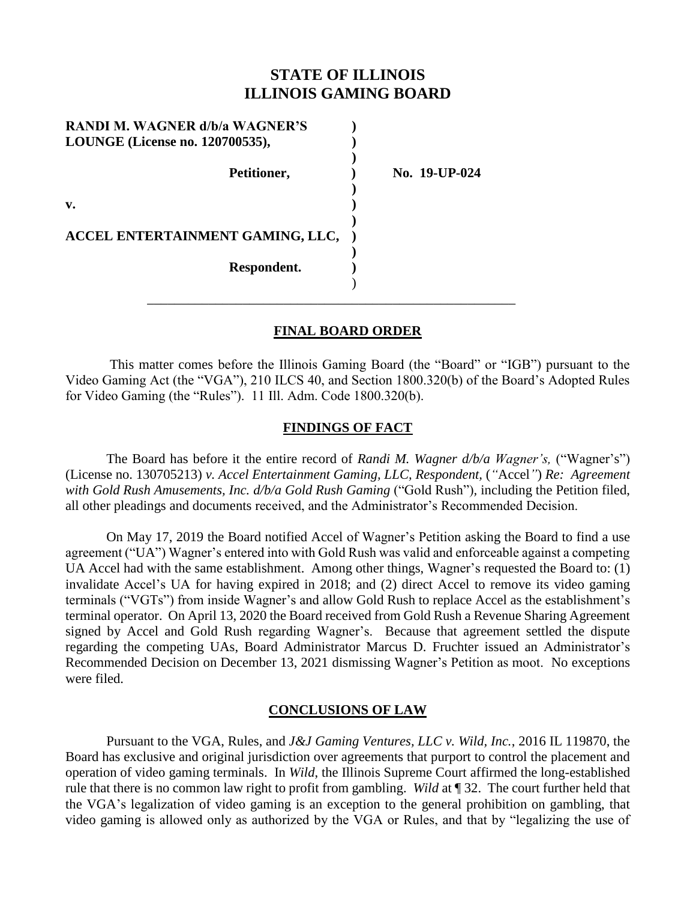# STATE OF ILLINOIS
# ILLINOIS GAMING BOARD

| | | |
|---|---|---|
| **RANDI M. WAGNER d/b/a WAGNER'S LOUNGE (License no. 120700535),** | ) | |
| **Petitioner,** | ) | **No. 19-UP-024** |
| **v.** | ) | |
| **ACCEL ENTERTAINMENT GAMING, LLC,** | ) | |
| **Respondent.** | ) | |

## FINAL BOARD ORDER

This matter comes before the Illinois Gaming Board (the "Board" or "IGB") pursuant to the Video Gaming Act (the "VGA"), 210 ILCS 40, and Section 1800.320(b) of the Board's Adopted Rules for Video Gaming (the "Rules"). 11 Ill. Adm. Code 1800.320(b).

## FINDINGS OF FACT

The Board has before it the entire record of *Randi M. Wagner d/b/a Wagner's,* ("Wagner's") (License no. 130705213) *v. Accel Entertainment Gaming, LLC, Respondent,* (*"*Accel*"*) *Re: Agreement with Gold Rush Amusements, Inc. d/b/a Gold Rush Gaming* ("Gold Rush")*,* including the Petition filed, all other pleadings and documents received, and the Administrator's Recommended Decision.

On May 17, 2019 the Board notified Accel of Wagner's Petition asking the Board to find a use agreement ("UA") Wagner's entered into with Gold Rush was valid and enforceable against a competing UA Accel had with the same establishment. Among other things, Wagner's requested the Board to: (1) invalidate Accel's UA for having expired in 2018; and (2) direct Accel to remove its video gaming terminals ("VGTs") from inside Wagner's and allow Gold Rush to replace Accel as the establishment's terminal operator. On April 13, 2020 the Board received from Gold Rush a Revenue Sharing Agreement signed by Accel and Gold Rush regarding Wagner's. Because that agreement settled the dispute regarding the competing UAs, Board Administrator Marcus D. Fruchter issued an Administrator's Recommended Decision on December 13, 2021 dismissing Wagner's Petition as moot. No exceptions were filed.

## CONCLUSIONS OF LAW

Pursuant to the VGA, Rules, and *J&J Gaming Ventures, LLC v. Wild, Inc.*, 2016 IL 119870, the Board has exclusive and original jurisdiction over agreements that purport to control the placement and operation of video gaming terminals. In *Wild*, the Illinois Supreme Court affirmed the long-established rule that there is no common law right to profit from gambling. *Wild* at ¶ 32. The court further held that the VGA's legalization of video gaming is an exception to the general prohibition on gambling, that video gaming is allowed only as authorized by the VGA or Rules, and that by "legalizing the use of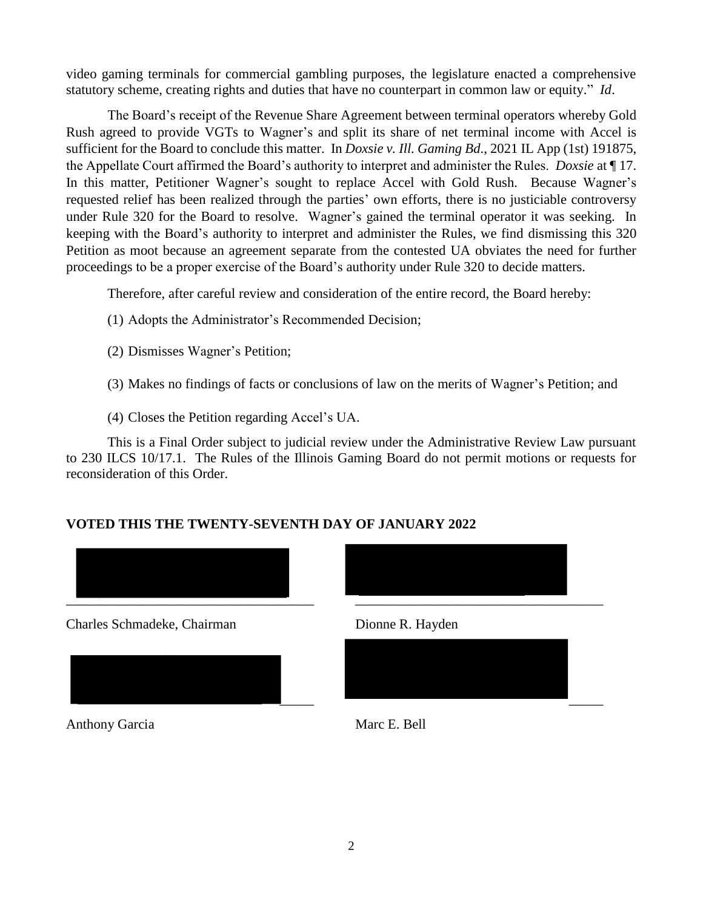video gaming terminals for commercial gambling purposes, the legislature enacted a comprehensive statutory scheme, creating rights and duties that have no counterpart in common law or equity." *Id*.

The Board's receipt of the Revenue Share Agreement between terminal operators whereby Gold Rush agreed to provide VGTs to Wagner's and split its share of net terminal income with Accel is sufficient for the Board to conclude this matter. In *Doxsie v. Ill. Gaming Bd*., 2021 IL App (1st) 191875, the Appellate Court affirmed the Board's authority to interpret and administer the Rules. *Doxsie* at ¶ 17. In this matter, Petitioner Wagner's sought to replace Accel with Gold Rush. Because Wagner's requested relief has been realized through the parties' own efforts, there is no justiciable controversy under Rule 320 for the Board to resolve. Wagner's gained the terminal operator it was seeking. In keeping with the Board's authority to interpret and administer the Rules, we find dismissing this 320 Petition as moot because an agreement separate from the contested UA obviates the need for further proceedings to be a proper exercise of the Board's authority under Rule 320 to decide matters.

Therefore, after careful review and consideration of the entire record, the Board hereby:

(1) Adopts the Administrator's Recommended Decision;

(2) Dismisses Wagner's Petition;

(3) Makes no findings of facts or conclusions of law on the merits of Wagner's Petition; and

(4) Closes the Petition regarding Accel's UA.

This is a Final Order subject to judicial review under the Administrative Review Law pursuant to 230 ILCS 10/17.1. The Rules of the Illinois Gaming Board do not permit motions or requests for reconsideration of this Order.

**VOTED THIS THE TWENTY-SEVENTH DAY OF JANUARY 2022**

[REDACTED]
\_\_\_\_\_\_\_\_\_\_\_\_\_\_\_\_\_\_\_\_\_\_\_\_\_\_\_\_\_\_\_\_\_\_\_\_\_\_
Charles Schmadeke, Chairman

[REDACTED]
\_\_\_\_\_\_\_\_\_\_\_\_\_\_\_\_\_\_\_\_\_\_\_\_\_\_\_\_\_\_\_\_\_\_\_\_\_\_
Dionne R. Hayden

[REDACTED]
\_\_\_\_\_\_\_\_\_\_\_\_\_\_\_\_\_\_\_\_\_\_\_\_\_\_\_\_\_\_\_\_\_\_\_\_\_\_
Anthony Garcia

[REDACTED]
\_\_\_\_\_\_\_\_\_\_\_\_\_\_\_\_\_\_\_\_\_\_\_\_\_\_\_\_\_\_\_\_\_\_\_\_\_\_
Marc E. Bell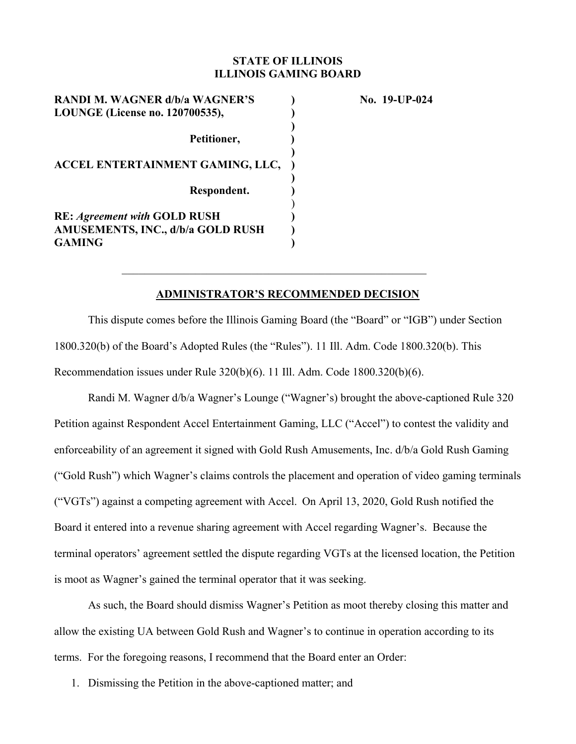**STATE OF ILLINOIS**
**ILLINOIS GAMING BOARD**

| | | |
|---|---|---|
| **RANDI M. WAGNER d/b/a WAGNER'S LOUNGE (License no. 120700535),** | **)** | **No. 19-UP-024** |
| **Petitioner,** | **)** | |
| **ACCEL ENTERTAINMENT GAMING, LLC,** | **)** | |
| **Respondent.** | **)** | |
| **RE:** ***Agreement with*** **GOLD RUSH AMUSEMENTS, INC., d/b/a GOLD RUSH GAMING** | **)** | |

---

## ADMINISTRATOR'S RECOMMENDED DECISION

This dispute comes before the Illinois Gaming Board (the "Board" or "IGB") under Section 1800.320(b) of the Board's Adopted Rules (the "Rules"). 11 Ill. Adm. Code 1800.320(b). This Recommendation issues under Rule 320(b)(6). 11 Ill. Adm. Code 1800.320(b)(6).

Randi M. Wagner d/b/a Wagner's Lounge ("Wagner's) brought the above-captioned Rule 320 Petition against Respondent Accel Entertainment Gaming, LLC ("Accel") to contest the validity and enforceability of an agreement it signed with Gold Rush Amusements, Inc. d/b/a Gold Rush Gaming ("Gold Rush") which Wagner's claims controls the placement and operation of video gaming terminals ("VGTs") against a competing agreement with Accel. On April 13, 2020, Gold Rush notified the Board it entered into a revenue sharing agreement with Accel regarding Wagner's. Because the terminal operators' agreement settled the dispute regarding VGTs at the licensed location, the Petition is moot as Wagner's gained the terminal operator that it was seeking.

As such, the Board should dismiss Wagner's Petition as moot thereby closing this matter and allow the existing UA between Gold Rush and Wagner's to continue in operation according to its terms. For the foregoing reasons, I recommend that the Board enter an Order:

1. Dismissing the Petition in the above-captioned matter; and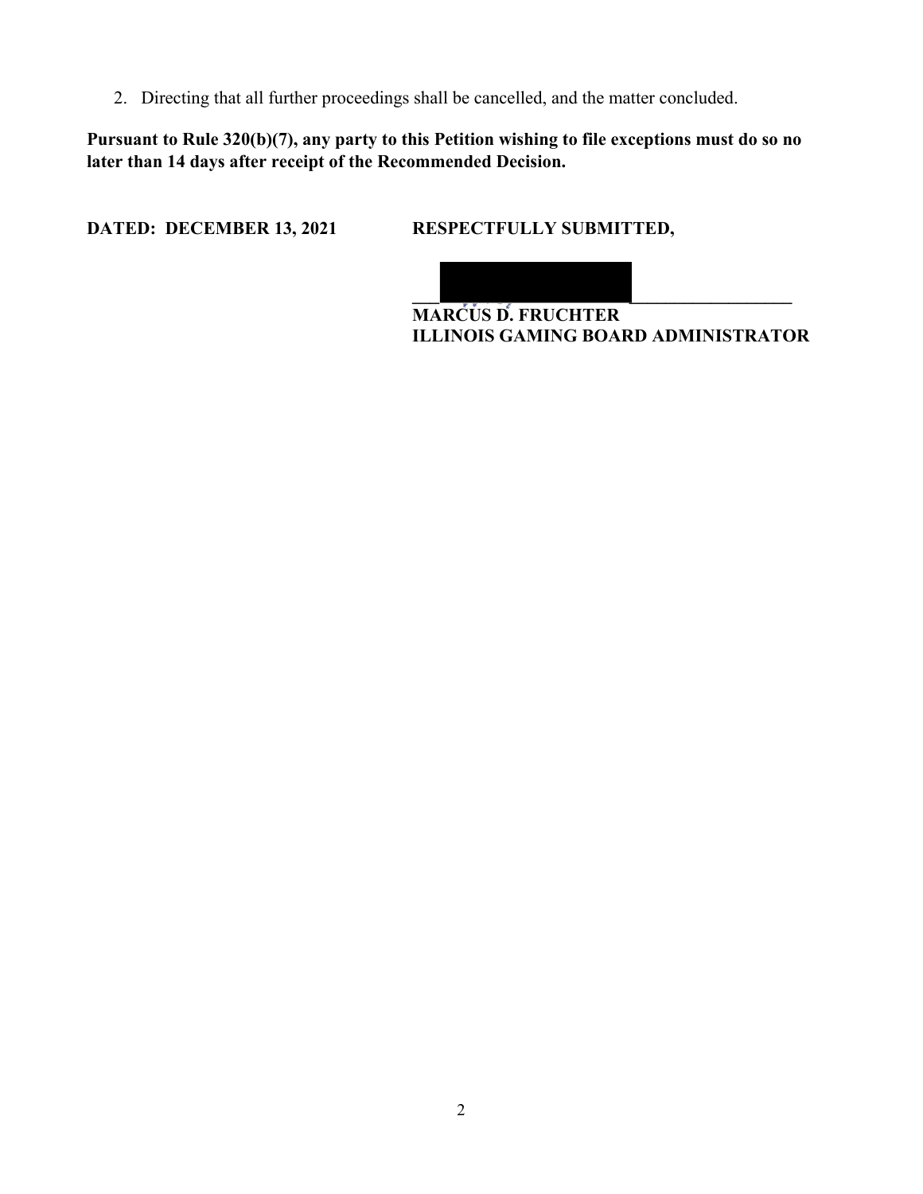2. Directing that all further proceedings shall be cancelled, and the matter concluded.

**Pursuant to Rule 320(b)(7), any party to this Petition wishing to file exceptions must do so no later than 14 days after receipt of the Recommended Decision.**

**DATED: DECEMBER 13, 2021**

**RESPECTFULLY SUBMITTED,**

______________________________

**MARCUS D. FRUCHTER**
**ILLINOIS GAMING BOARD ADMINISTRATOR**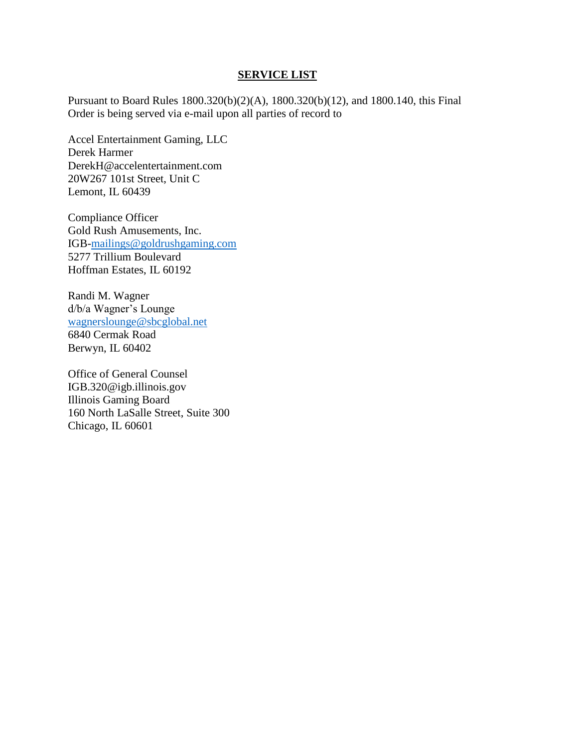**SERVICE LIST**

Pursuant to Board Rules 1800.320(b)(2)(A), 1800.320(b)(12), and 1800.140, this Final Order is being served via e-mail upon all parties of record to

Accel Entertainment Gaming, LLC
Derek Harmer
DerekH@accelentertainment.com
20W267 101st Street, Unit C
Lemont, IL 60439

Compliance Officer
Gold Rush Amusements, Inc.
IGB-mailings@goldrushgaming.com
5277 Trillium Boulevard
Hoffman Estates, IL 60192

Randi M. Wagner
d/b/a Wagner's Lounge
wagnerslounge@sbcglobal.net
6840 Cermak Road
Berwyn, IL 60402

Office of General Counsel
IGB.320@igb.illinois.gov
Illinois Gaming Board
160 North LaSalle Street, Suite 300
Chicago, IL 60601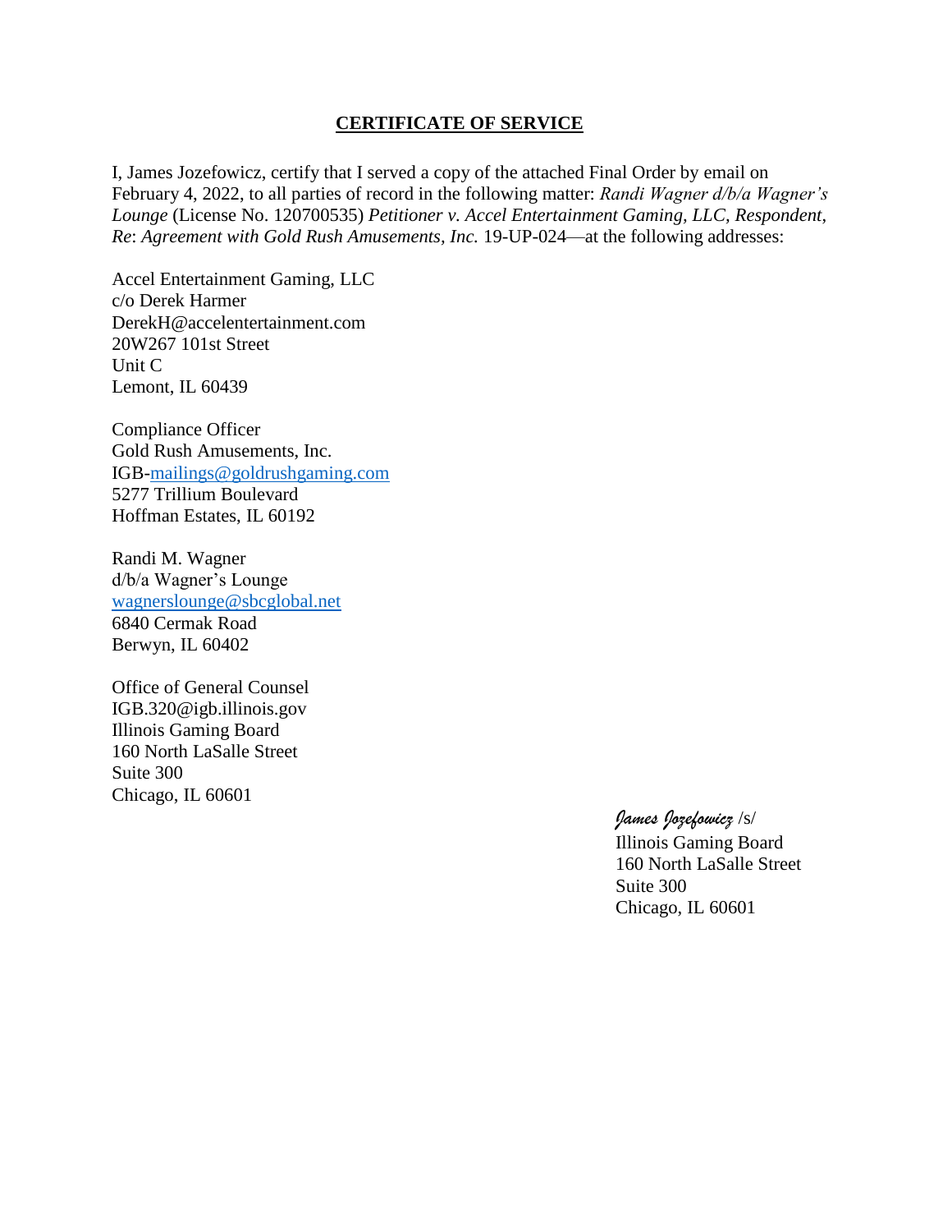## CERTIFICATE OF SERVICE

I, James Jozefowicz, certify that I served a copy of the attached Final Order by email on February 4, 2022, to all parties of record in the following matter: *Randi Wagner d/b/a Wagner's Lounge* (License No. 120700535) *Petitioner v. Accel Entertainment Gaming, LLC, Respondent*, *Re*: *Agreement with Gold Rush Amusements, Inc.* 19-UP-024—at the following addresses:

Accel Entertainment Gaming, LLC
c/o Derek Harmer
DerekH@accelentertainment.com
20W267 101st Street
Unit C
Lemont, IL 60439

Compliance Officer
Gold Rush Amusements, Inc.
IGB-mailings@goldrushgaming.com
5277 Trillium Boulevard
Hoffman Estates, IL 60192

Randi M. Wagner
d/b/a Wagner's Lounge
wagnerslounge@sbcglobal.net
6840 Cermak Road
Berwyn, IL 60402

Office of General Counsel
IGB.320@igb.illinois.gov
Illinois Gaming Board
160 North LaSalle Street
Suite 300
Chicago, IL 60601

*James Jozefowicz* /s/
Illinois Gaming Board
160 North LaSalle Street
Suite 300
Chicago, IL 60601